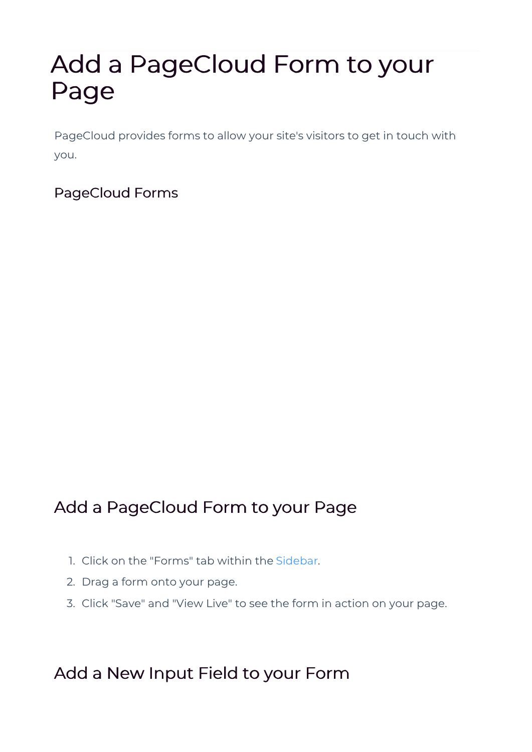# Add a PageCloud Form to your Page

PageCloud provides forms to allow your site's visitors to get in touch with you.

### PageCloud Forms

## Add a PageCloud Form to your Page

1. Click on the "Forms" tab within the Sidebar.
2. Drag a form onto your page.
3. Click "Save" and "View Live" to see the form in action on your page.

## Add a New Input Field to your Form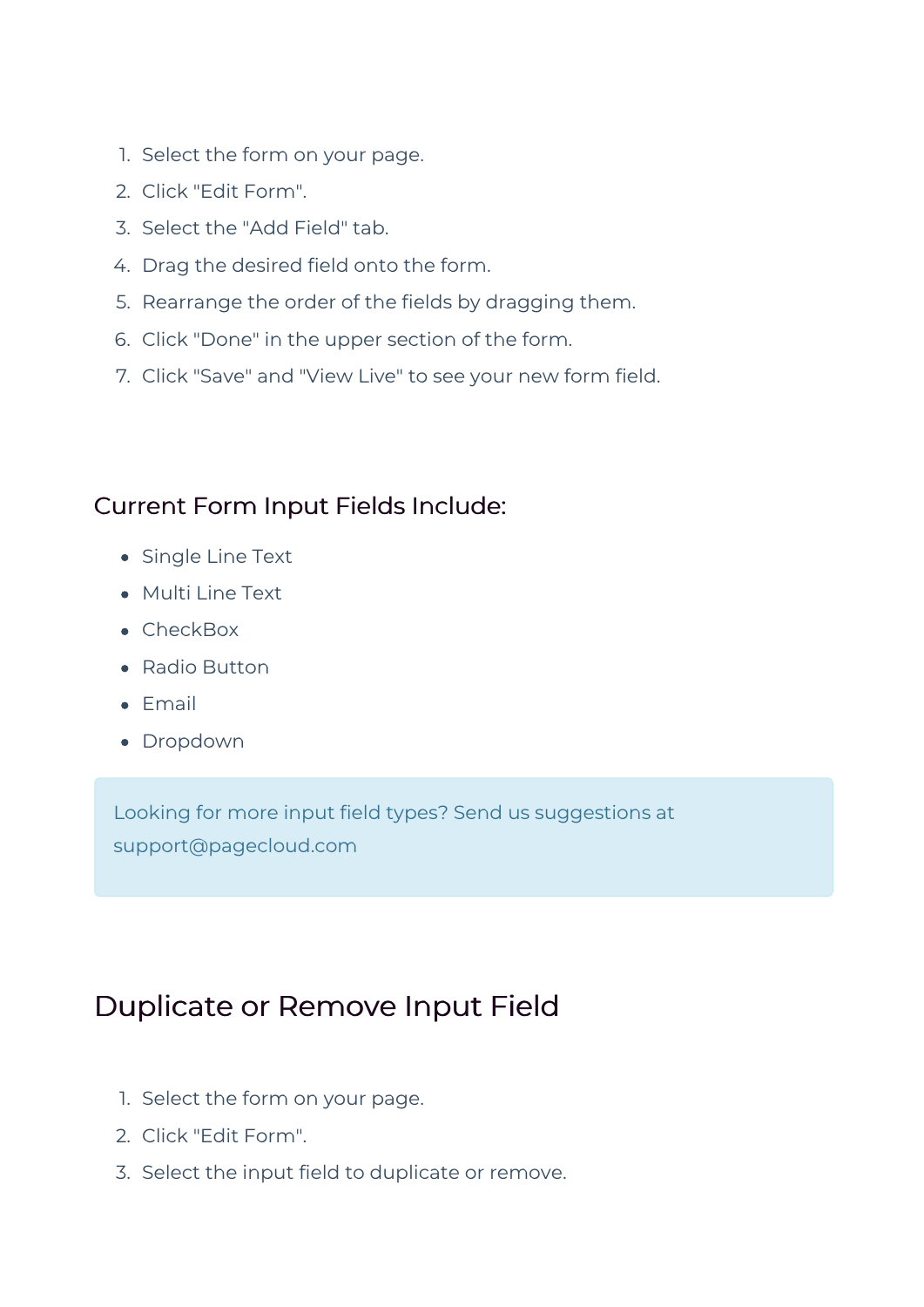1. Select the form on your page.
2. Click "Edit Form".
3. Select the "Add Field" tab.
4. Drag the desired field onto the form.
5. Rearrange the order of the fields by dragging them.
6. Click "Done" in the upper section of the form.
7. Click "Save" and "View Live" to see your new form field.

### Current Form Input Fields Include:

- Single Line Text
- Multi Line Text
- CheckBox
- Radio Button
- Email
- Dropdown

> Looking for more input field types? Send us suggestions at support@pagecloud.com

## Duplicate or Remove Input Field

1. Select the form on your page.
2. Click "Edit Form".
3. Select the input field to duplicate or remove.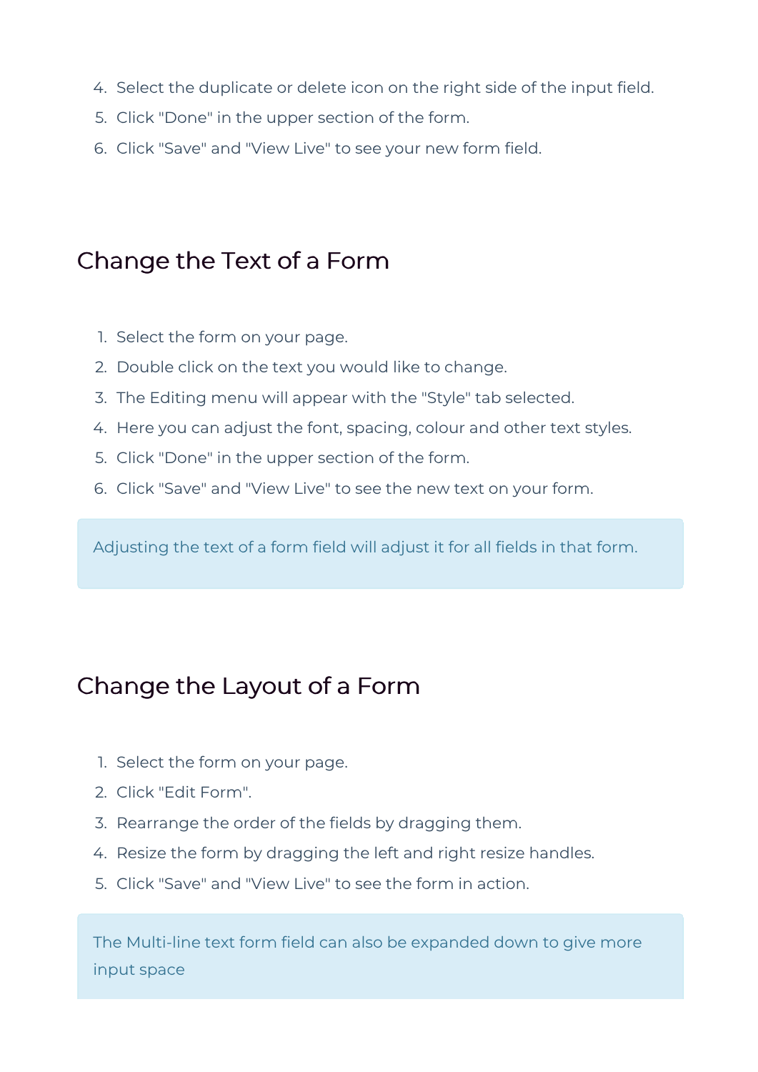4. Select the duplicate or delete icon on the right side of the input field.
5. Click "Done" in the upper section of the form.
6. Click "Save" and "View Live" to see your new form field.

## Change the Text of a Form

1. Select the form on your page.
2. Double click on the text you would like to change.
3. The Editing menu will appear with the "Style" tab selected.
4. Here you can adjust the font, spacing, colour and other text styles.
5. Click "Done" in the upper section of the form.
6. Click "Save" and "View Live" to see the new text on your form.

> Adjusting the text of a form field will adjust it for all fields in that form.

## Change the Layout of a Form

1. Select the form on your page.
2. Click "Edit Form".
3. Rearrange the order of the fields by dragging them.
4. Resize the form by dragging the left and right resize handles.
5. Click "Save" and "View Live" to see the form in action.

> The Multi-line text form field can also be expanded down to give more input space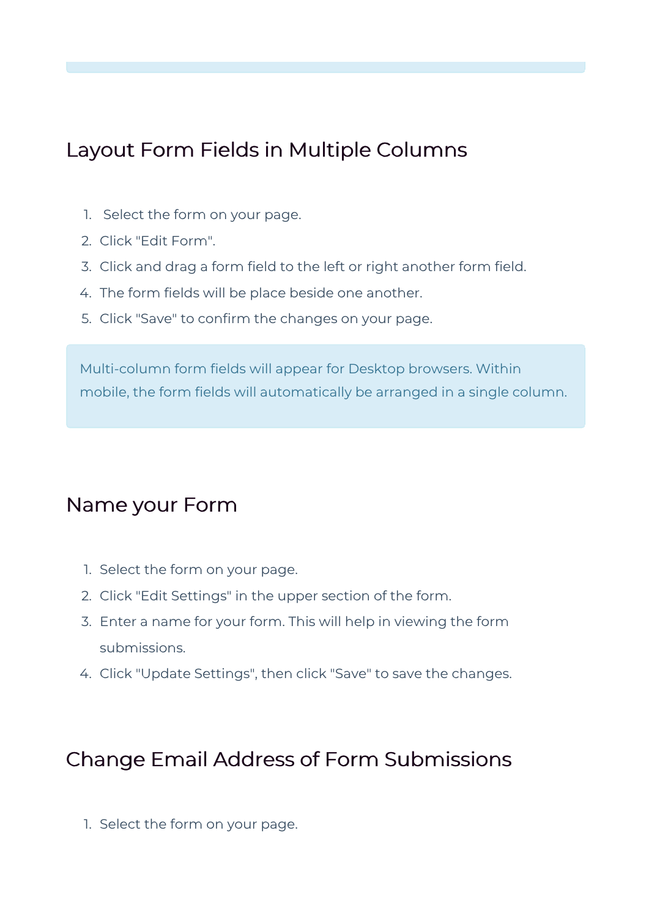## Layout Form Fields in Multiple Columns

1. Select the form on your page.
2. Click "Edit Form".
3. Click and drag a form field to the left or right another form field.
4. The form fields will be place beside one another.
5. Click "Save" to confirm the changes on your page.

> Multi-column form fields will appear for Desktop browsers. Within mobile, the form fields will automatically be arranged in a single column.

## Name your Form

1. Select the form on your page.
2. Click "Edit Settings" in the upper section of the form.
3. Enter a name for your form. This will help in viewing the form submissions.
4. Click "Update Settings", then click "Save" to save the changes.

## Change Email Address of Form Submissions

1. Select the form on your page.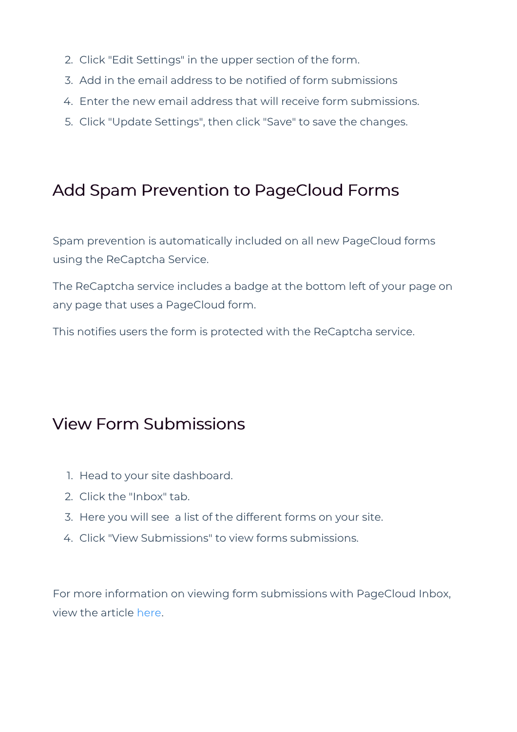2. Click "Edit Settings" in the upper section of the form.
3. Add in the email address to be notified of form submissions
4. Enter the new email address that will receive form submissions.
5. Click "Update Settings", then click "Save" to save the changes.

## Add Spam Prevention to PageCloud Forms

Spam prevention is automatically included on all new PageCloud forms using the ReCaptcha Service.

The ReCaptcha service includes a badge at the bottom left of your page on any page that uses a PageCloud form.

This notifies users the form is protected with the ReCaptcha service.

## View Form Submissions

1. Head to your site dashboard.
2. Click the "Inbox" tab.
3. Here you will see  a list of the different forms on your site.
4. Click "View Submissions" to view forms submissions.

For more information on viewing form submissions with PageCloud Inbox, view the article here.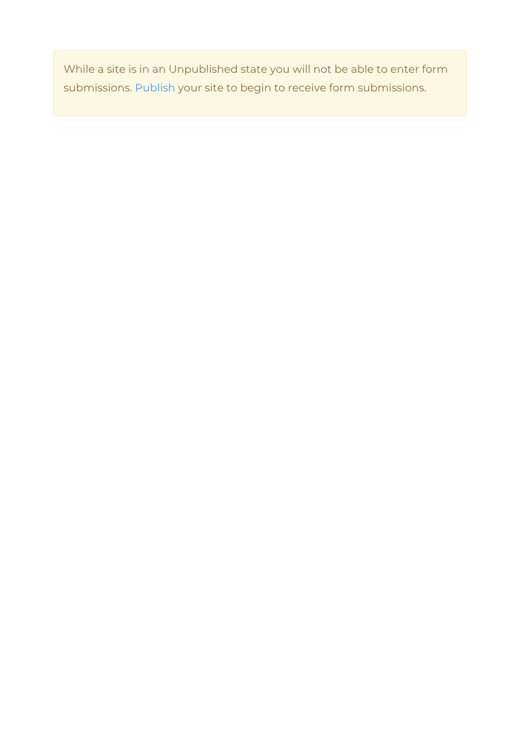While a site is in an Unpublished state you will not be able to enter form submissions. Publish your site to begin to receive form submissions.